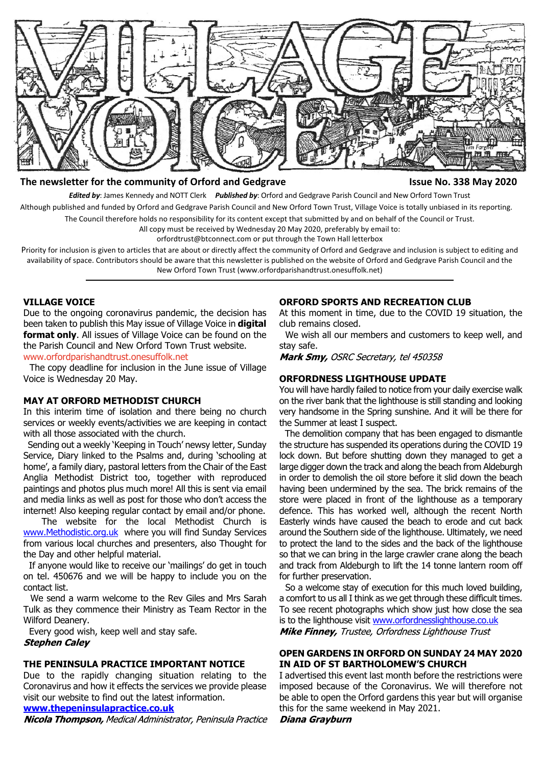# VILLAGE VOICE

**The newsletter for the community of Orford and Gedgrave** **Issue No. 338 May 2020**

***Edited by***: James Kennedy and NOTT Clerk ***Published by***: Orford and Gedgrave Parish Council and New Orford Town Trust

Although published and funded by Orford and Gedgrave Parish Council and New Orford Town Trust, Village Voice is totally unbiased in its reporting. The Council therefore holds no responsibility for its content except that submitted by and on behalf of the Council or Trust.

All copy must be received by Wednesday 20 May 2020, preferably by email to: orfordtrust@btconnect.com or put through the Town Hall letterbox

Priority for inclusion is given to articles that are about or directly affect the community of Orford and Gedgrave and inclusion is subject to editing and availability of space. Contributors should be aware that this newsletter is published on the website of Orford and Gedgrave Parish Council and the New Orford Town Trust (www.orfordparishandtrust.onesuffolk.net)

---

## VILLAGE VOICE

Due to the ongoing coronavirus pandemic, the decision has been taken to publish this May issue of Village Voice in **digital format only**. All issues of Village Voice can be found on the Parish Council and New Orford Town Trust website. www.orfordparishandtrust.onesuffolk.net

The copy deadline for inclusion in the June issue of Village Voice is Wednesday 20 May.

## MAY AT ORFORD METHODIST CHURCH

In this interim time of isolation and there being no church services or weekly events/activities we are keeping in contact with all those associated with the church.

Sending out a weekly 'Keeping in Touch' newsy letter, Sunday Service, Diary linked to the Psalms and, during 'schooling at home', a family diary, pastoral letters from the Chair of the East Anglia Methodist District too, together with reproduced paintings and photos plus much more! All this is sent via email and media links as well as post for those who don't access the internet! Also keeping regular contact by email and/or phone.

The website for the local Methodist Church is www.Methodistic.org.uk where you will find Sunday Services from various local churches and presenters, also Thought for the Day and other helpful material.

If anyone would like to receive our 'mailings' do get in touch on tel. 450676 and we will be happy to include you on the contact list.

We send a warm welcome to the Rev Giles and Mrs Sarah Tulk as they commence their Ministry as Team Rector in the Wilford Deanery.

Every good wish, keep well and stay safe.

***Stephen Caley***

## THE PENINSULA PRACTICE IMPORTANT NOTICE

Due to the rapidly changing situation relating to the Coronavirus and how it effects the services we provide please visit our website to find out the latest information.

**www.thepeninsulapractice.co.uk**

***Nicola Thompson,*** *Medical Administrator, Peninsula Practice*

## ORFORD SPORTS AND RECREATION CLUB

At this moment in time, due to the COVID 19 situation, the club remains closed.

We wish all our members and customers to keep well, and stay safe.

***Mark Smy,*** *OSRC Secretary, tel 450358*

## ORFORDNESS LIGHTHOUSE UPDATE

You will have hardly failed to notice from your daily exercise walk on the river bank that the lighthouse is still standing and looking very handsome in the Spring sunshine. And it will be there for the Summer at least I suspect.

The demolition company that has been engaged to dismantle the structure has suspended its operations during the COVID 19 lock down. But before shutting down they managed to get a large digger down the track and along the beach from Aldeburgh in order to demolish the oil store before it slid down the beach having been undermined by the sea. The brick remains of the store were placed in front of the lighthouse as a temporary defence. This has worked well, although the recent North Easterly winds have caused the beach to erode and cut back around the Southern side of the lighthouse. Ultimately, we need to protect the land to the sides and the back of the lighthouse so that we can bring in the large crawler crane along the beach and track from Aldeburgh to lift the 14 tonne lantern room off for further preservation.

So a welcome stay of execution for this much loved building, a comfort to us all I think as we get through these difficult times. To see recent photographs which show just how close the sea is to the lighthouse visit www.orfordnesslighthouse.co.uk

***Mike Finney,*** *Trustee, Orfordness Lighthouse Trust*

## OPEN GARDENS IN ORFORD ON SUNDAY 24 MAY 2020 IN AID OF ST BARTHOLOMEW'S CHURCH

I advertised this event last month before the restrictions were imposed because of the Coronavirus. We will therefore not be able to open the Orford gardens this year but will organise this for the same weekend in May 2021.

***Diana Grayburn***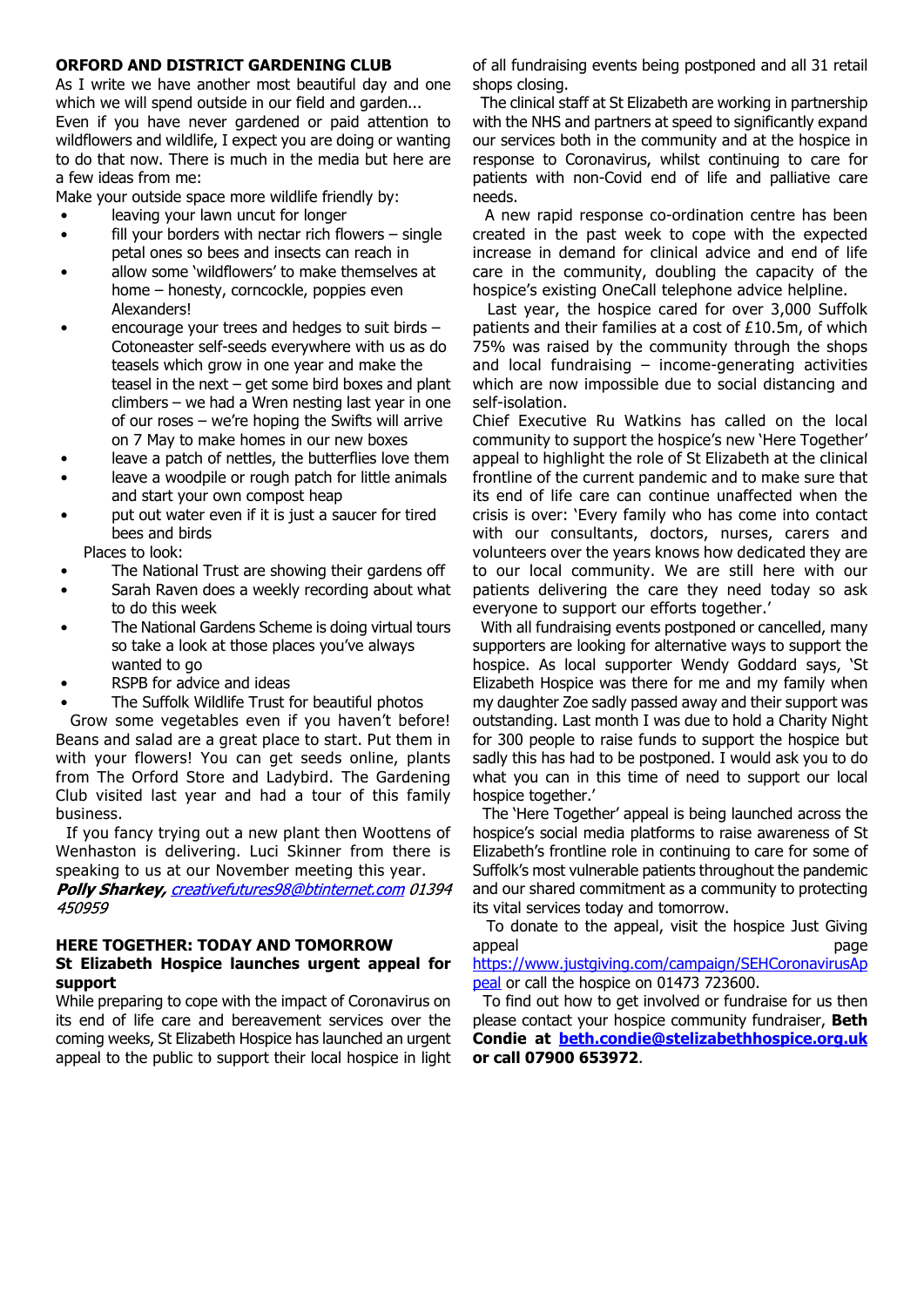## ORFORD AND DISTRICT GARDENING CLUB

As I write we have another most beautiful day and one which we will spend outside in our field and garden... Even if you have never gardened or paid attention to wildflowers and wildlife, I expect you are doing or wanting to do that now. There is much in the media but here are a few ideas from me:

Make your outside space more wildlife friendly by:

- leaving your lawn uncut for longer
- fill your borders with nectar rich flowers – single petal ones so bees and insects can reach in
- allow some 'wildflowers' to make themselves at home – honesty, corncockle, poppies even Alexanders!
- encourage your trees and hedges to suit birds – Cotoneaster self-seeds everywhere with us as do teasels which grow in one year and make the teasel in the next – get some bird boxes and plant climbers – we had a Wren nesting last year in one of our roses – we're hoping the Swifts will arrive on 7 May to make homes in our new boxes
- leave a patch of nettles, the butterflies love them
- leave a woodpile or rough patch for little animals and start your own compost heap
- put out water even if it is just a saucer for tired bees and birds

Places to look:

- The National Trust are showing their gardens off
- Sarah Raven does a weekly recording about what to do this week
- The National Gardens Scheme is doing virtual tours so take a look at those places you've always wanted to go
- RSPB for advice and ideas
- The Suffolk Wildlife Trust for beautiful photos

Grow some vegetables even if you haven't before! Beans and salad are a great place to start. Put them in with your flowers! You can get seeds online, plants from The Orford Store and Ladybird. The Gardening Club visited last year and had a tour of this family business.

If you fancy trying out a new plant then Woottens of Wenhaston is delivering. Luci Skinner from there is speaking to us at our November meeting this year.

***Polly Sharkey,*** *creativefutures98@btinternet.com 01394 450959*

## HERE TOGETHER: TODAY AND TOMORROW

### St Elizabeth Hospice launches urgent appeal for support

While preparing to cope with the impact of Coronavirus on its end of life care and bereavement services over the coming weeks, St Elizabeth Hospice has launched an urgent appeal to the public to support their local hospice in light of all fundraising events being postponed and all 31 retail shops closing.

The clinical staff at St Elizabeth are working in partnership with the NHS and partners at speed to significantly expand our services both in the community and at the hospice in response to Coronavirus, whilst continuing to care for patients with non-Covid end of life and palliative care needs.

A new rapid response co-ordination centre has been created in the past week to cope with the expected increase in demand for clinical advice and end of life care in the community, doubling the capacity of the hospice's existing OneCall telephone advice helpline.

Last year, the hospice cared for over 3,000 Suffolk patients and their families at a cost of £10.5m, of which 75% was raised by the community through the shops and local fundraising – income-generating activities which are now impossible due to social distancing and self-isolation.

Chief Executive Ru Watkins has called on the local community to support the hospice's new 'Here Together' appeal to highlight the role of St Elizabeth at the clinical frontline of the current pandemic and to make sure that its end of life care can continue unaffected when the crisis is over: 'Every family who has come into contact with our consultants, doctors, nurses, carers and volunteers over the years knows how dedicated they are to our local community. We are still here with our patients delivering the care they need today so ask everyone to support our efforts together.'

With all fundraising events postponed or cancelled, many supporters are looking for alternative ways to support the hospice. As local supporter Wendy Goddard says, 'St Elizabeth Hospice was there for me and my family when my daughter Zoe sadly passed away and their support was outstanding. Last month I was due to hold a Charity Night for 300 people to raise funds to support the hospice but sadly this has had to be postponed. I would ask you to do what you can in this time of need to support our local hospice together.'

The 'Here Together' appeal is being launched across the hospice's social media platforms to raise awareness of St Elizabeth's frontline role in continuing to care for some of Suffolk's most vulnerable patients throughout the pandemic and our shared commitment as a community to protecting its vital services today and tomorrow.

To donate to the appeal, visit the hospice Just Giving appeal page https://www.justgiving.com/campaign/SEHCoronavirusAppeal or call the hospice on 01473 723600.

To find out how to get involved or fundraise for us then please contact your hospice community fundraiser, **Beth Condie at beth.condie@stelizabethhospice.org.uk or call 07900 653972**.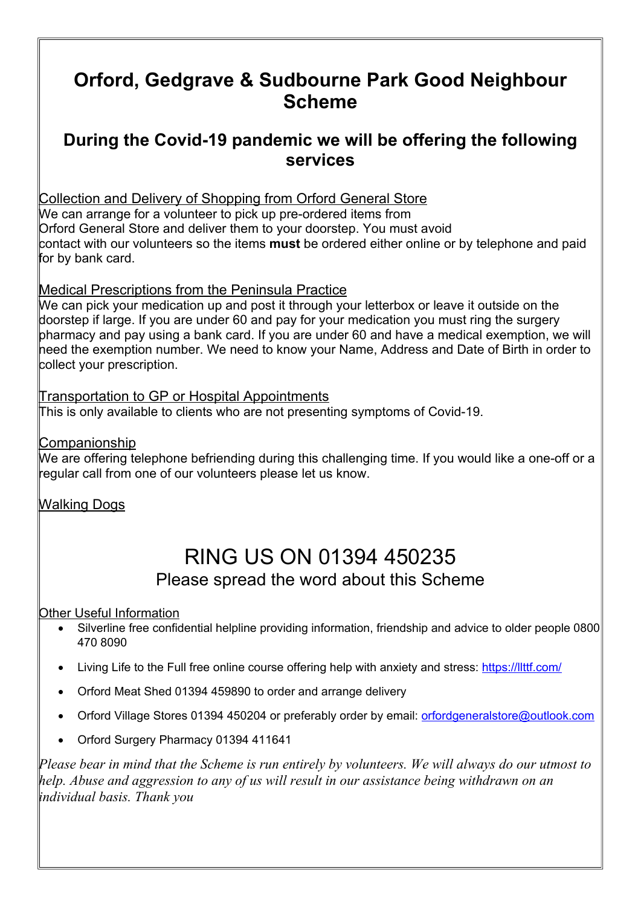# Orford, Gedgrave & Sudbourne Park Good Neighbour Scheme

## During the Covid-19 pandemic we will be offering the following services

Collection and Delivery of Shopping from Orford General Store

We can arrange for a volunteer to pick up pre-ordered items from Orford General Store and deliver them to your doorstep. You must avoid contact with our volunteers so the items **must** be ordered either online or by telephone and paid for by bank card.

Medical Prescriptions from the Peninsula Practice

We can pick your medication up and post it through your letterbox or leave it outside on the doorstep if large. If you are under 60 and pay for your medication you must ring the surgery pharmacy and pay using a bank card. If you are under 60 and have a medical exemption, we will need the exemption number. We need to know your Name, Address and Date of Birth in order to collect your prescription.

Transportation to GP or Hospital Appointments

This is only available to clients who are not presenting symptoms of Covid-19.

Companionship

We are offering telephone befriending during this challenging time. If you would like a one-off or a regular call from one of our volunteers please let us know.

Walking Dogs

# RING US ON 01394 450235

Please spread the word about this Scheme

Other Useful Information

- Silverline free confidential helpline providing information, friendship and advice to older people 0800 470 8090
- Living Life to the Full free online course offering help with anxiety and stress: https://llttf.com/
- Orford Meat Shed 01394 459890 to order and arrange delivery
- Orford Village Stores 01394 450204 or preferably order by email: orfordgeneralstore@outlook.com
- Orford Surgery Pharmacy 01394 411641

*Please bear in mind that the Scheme is run entirely by volunteers. We will always do our utmost to help. Abuse and aggression to any of us will result in our assistance being withdrawn on an individual basis. Thank you*